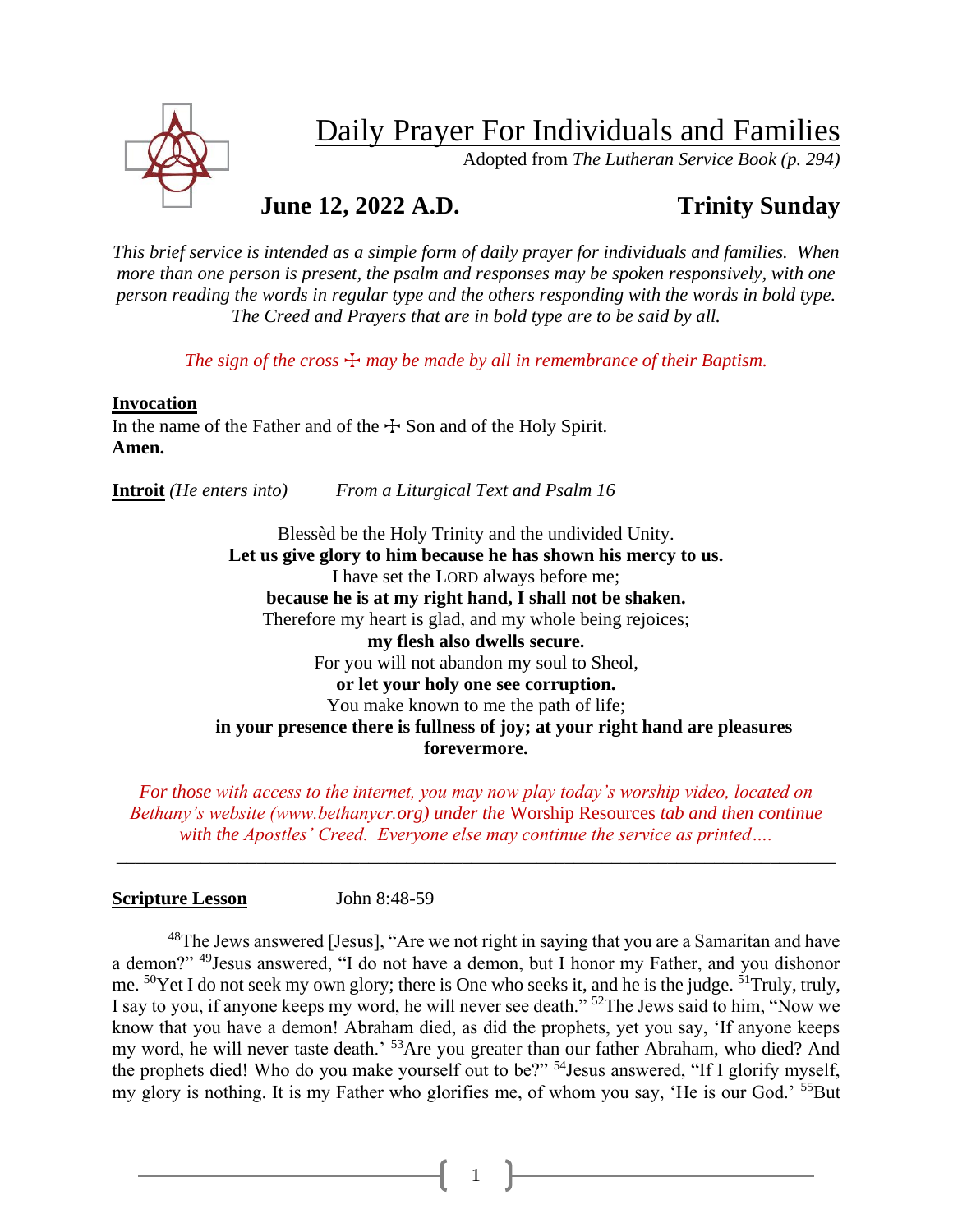# Daily Prayer For Individuals and Families

Adopted from *The Lutheran Service Book (p. 294)*

## June 12, 2022 A.D. — Trinity Sunday

*This brief service is intended as a simple form of daily prayer for individuals and families. When more than one person is present, the psalm and responses may be spoken responsively, with one person reading the words in regular type and the others responding with the words in bold type. The Creed and Prayers that are in bold type are to be said by all.*

*The sign of the cross ☩ may be made by all in remembrance of their Baptism.*

**Invocation**
In the name of the Father and of the ☩ Son and of the Holy Spirit.
**Amen.**

**Introit** *(He enters into)* *From a Liturgical Text and Psalm 16*

Blessèd be the Holy Trinity and the undivided Unity.
**Let us give glory to him because he has shown his mercy to us.**
I have set the LORD always before me;
**because he is at my right hand, I shall not be shaken.**
Therefore my heart is glad, and my whole being rejoices;
**my flesh also dwells secure.**
For you will not abandon my soul to Sheol,
**or let your holy one see corruption.**
You make known to me the path of life;
**in your presence there is fullness of joy; at your right hand are pleasures forevermore.**

*For those with access to the internet, you may now play today's worship video, located on Bethany's website (www.bethanycr.org) under the* Worship Resources *tab and then continue with the Apostles' Creed. Everyone else may continue the service as printed….*

---

**Scripture Lesson** John 8:48-59

[48]The Jews answered [Jesus], "Are we not right in saying that you are a Samaritan and have a demon?" [49]Jesus answered, "I do not have a demon, but I honor my Father, and you dishonor me. [50]Yet I do not seek my own glory; there is One who seeks it, and he is the judge. [51]Truly, truly, I say to you, if anyone keeps my word, he will never see death." [52]The Jews said to him, "Now we know that you have a demon! Abraham died, as did the prophets, yet you say, 'If anyone keeps my word, he will never taste death.' [53]Are you greater than our father Abraham, who died? And the prophets died! Who do you make yourself out to be?" [54]Jesus answered, "If I glorify myself, my glory is nothing. It is my Father who glorifies me, of whom you say, 'He is our God.' [55]But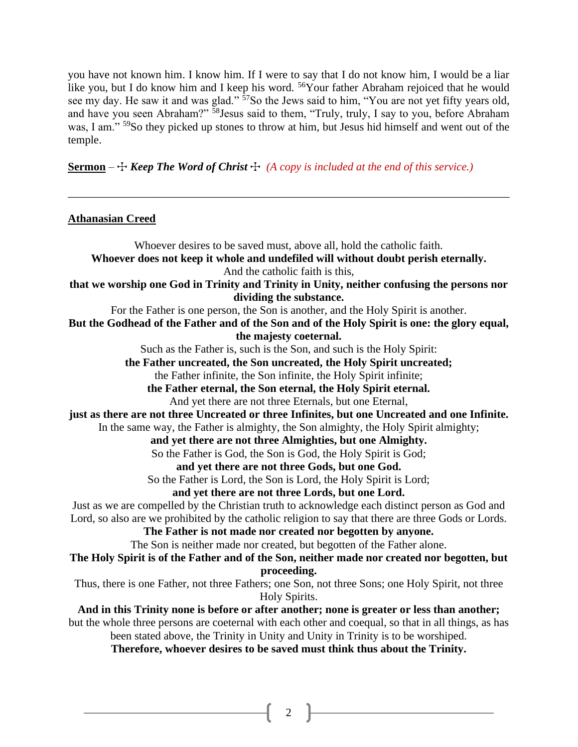you have not known him. I know him. If I were to say that I do not know him, I would be a liar like you, but I do know him and I keep his word. [56]Your father Abraham rejoiced that he would see my day. He saw it and was glad." [57]So the Jews said to him, "You are not yet fifty years old, and have you seen Abraham?" [58]Jesus said to them, "Truly, truly, I say to you, before Abraham was, I am." [59]So they picked up stones to throw at him, but Jesus hid himself and went out of the temple.

**Sermon** – ☩ ***Keep The Word of Christ*** ☩ *(A copy is included at the end of this service.)*

---

**Athanasian Creed**

Whoever desires to be saved must, above all, hold the catholic faith.
**Whoever does not keep it whole and undefiled will without doubt perish eternally.**
And the catholic faith is this,
**that we worship one God in Trinity and Trinity in Unity, neither confusing the persons nor dividing the substance.**
For the Father is one person, the Son is another, and the Holy Spirit is another.
**But the Godhead of the Father and of the Son and of the Holy Spirit is one: the glory equal, the majesty coeternal.**
Such as the Father is, such is the Son, and such is the Holy Spirit:
**the Father uncreated, the Son uncreated, the Holy Spirit uncreated;**
the Father infinite, the Son infinite, the Holy Spirit infinite;
**the Father eternal, the Son eternal, the Holy Spirit eternal.**
And yet there are not three Eternals, but one Eternal,
**just as there are not three Uncreated or three Infinites, but one Uncreated and one Infinite.**
In the same way, the Father is almighty, the Son almighty, the Holy Spirit almighty;
**and yet there are not three Almighties, but one Almighty.**
So the Father is God, the Son is God, the Holy Spirit is God;
**and yet there are not three Gods, but one God.**
So the Father is Lord, the Son is Lord, the Holy Spirit is Lord;
**and yet there are not three Lords, but one Lord.**
Just as we are compelled by the Christian truth to acknowledge each distinct person as God and Lord, so also are we prohibited by the catholic religion to say that there are three Gods or Lords.
**The Father is not made nor created nor begotten by anyone.**
The Son is neither made nor created, but begotten of the Father alone.
**The Holy Spirit is of the Father and of the Son, neither made nor created nor begotten, but proceeding.**
Thus, there is one Father, not three Fathers; one Son, not three Sons; one Holy Spirit, not three Holy Spirits.
**And in this Trinity none is before or after another; none is greater or less than another;**
but the whole three persons are coeternal with each other and coequal, so that in all things, as has been stated above, the Trinity in Unity and Unity in Trinity is to be worshiped.
**Therefore, whoever desires to be saved must think thus about the Trinity.**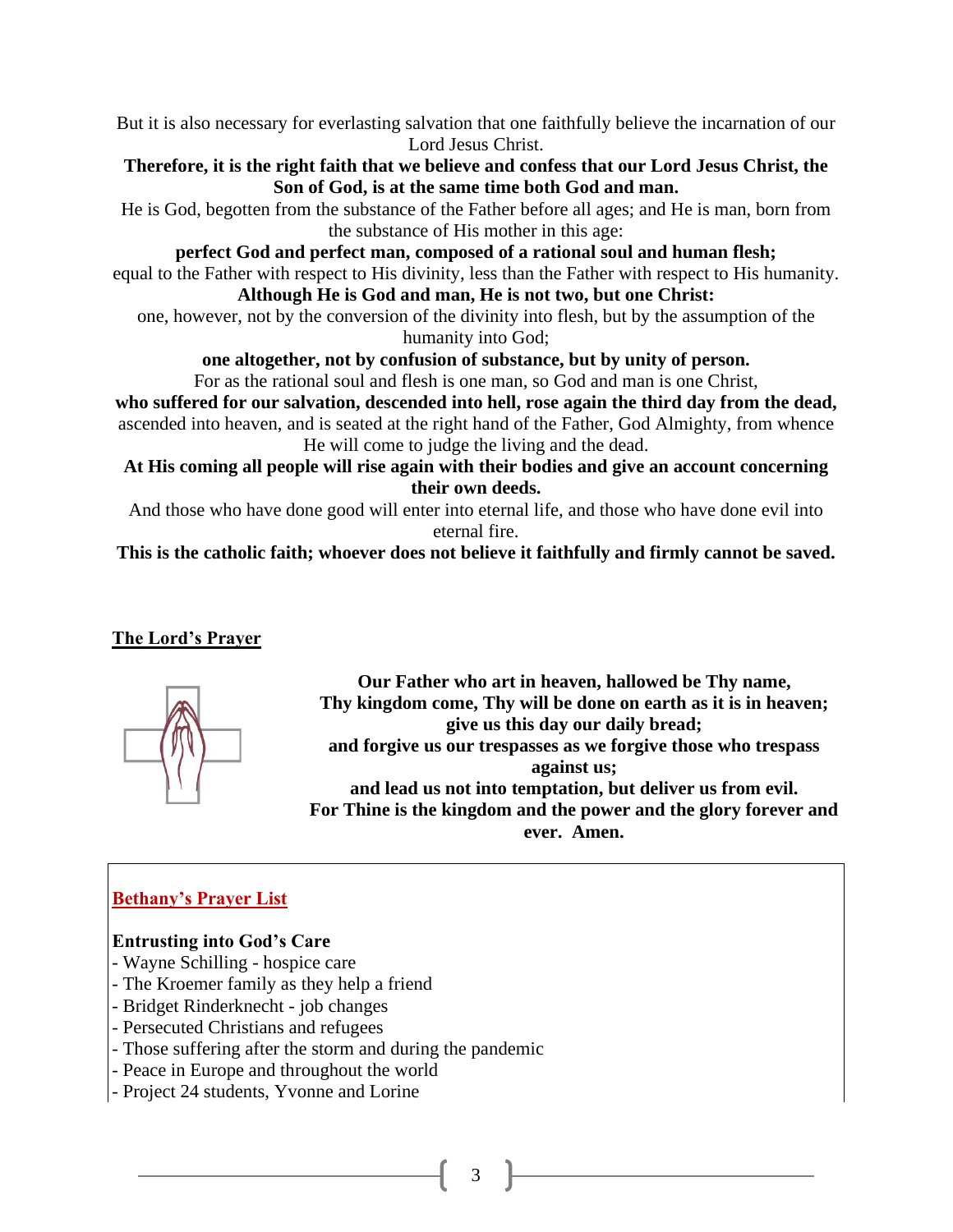But it is also necessary for everlasting salvation that one faithfully believe the incarnation of our Lord Jesus Christ.

**Therefore, it is the right faith that we believe and confess that our Lord Jesus Christ, the Son of God, is at the same time both God and man.**

He is God, begotten from the substance of the Father before all ages; and He is man, born from the substance of His mother in this age:

**perfect God and perfect man, composed of a rational soul and human flesh;**

equal to the Father with respect to His divinity, less than the Father with respect to His humanity.

**Although He is God and man, He is not two, but one Christ:**

one, however, not by the conversion of the divinity into flesh, but by the assumption of the humanity into God;

**one altogether, not by confusion of substance, but by unity of person.**

For as the rational soul and flesh is one man, so God and man is one Christ,

**who suffered for our salvation, descended into hell, rose again the third day from the dead,**

ascended into heaven, and is seated at the right hand of the Father, God Almighty, from whence He will come to judge the living and the dead.

**At His coming all people will rise again with their bodies and give an account concerning their own deeds.**

And those who have done good will enter into eternal life, and those who have done evil into eternal fire.

**This is the catholic faith; whoever does not believe it faithfully and firmly cannot be saved.**

## The Lord's Prayer

**Our Father who art in heaven, hallowed be Thy name,**
**Thy kingdom come, Thy will be done on earth as it is in heaven;**
**give us this day our daily bread;**
**and forgive us our trespasses as we forgive those who trespass against us;**
**and lead us not into temptation, but deliver us from evil.**
**For Thine is the kingdom and the power and the glory forever and ever. Amen.**

## Bethany's Prayer List

**Entrusting into God's Care**

- Wayne Schilling - hospice care
- The Kroemer family as they help a friend
- Bridget Rinderknecht - job changes
- Persecuted Christians and refugees
- Those suffering after the storm and during the pandemic
- Peace in Europe and throughout the world
- Project 24 students, Yvonne and Lorine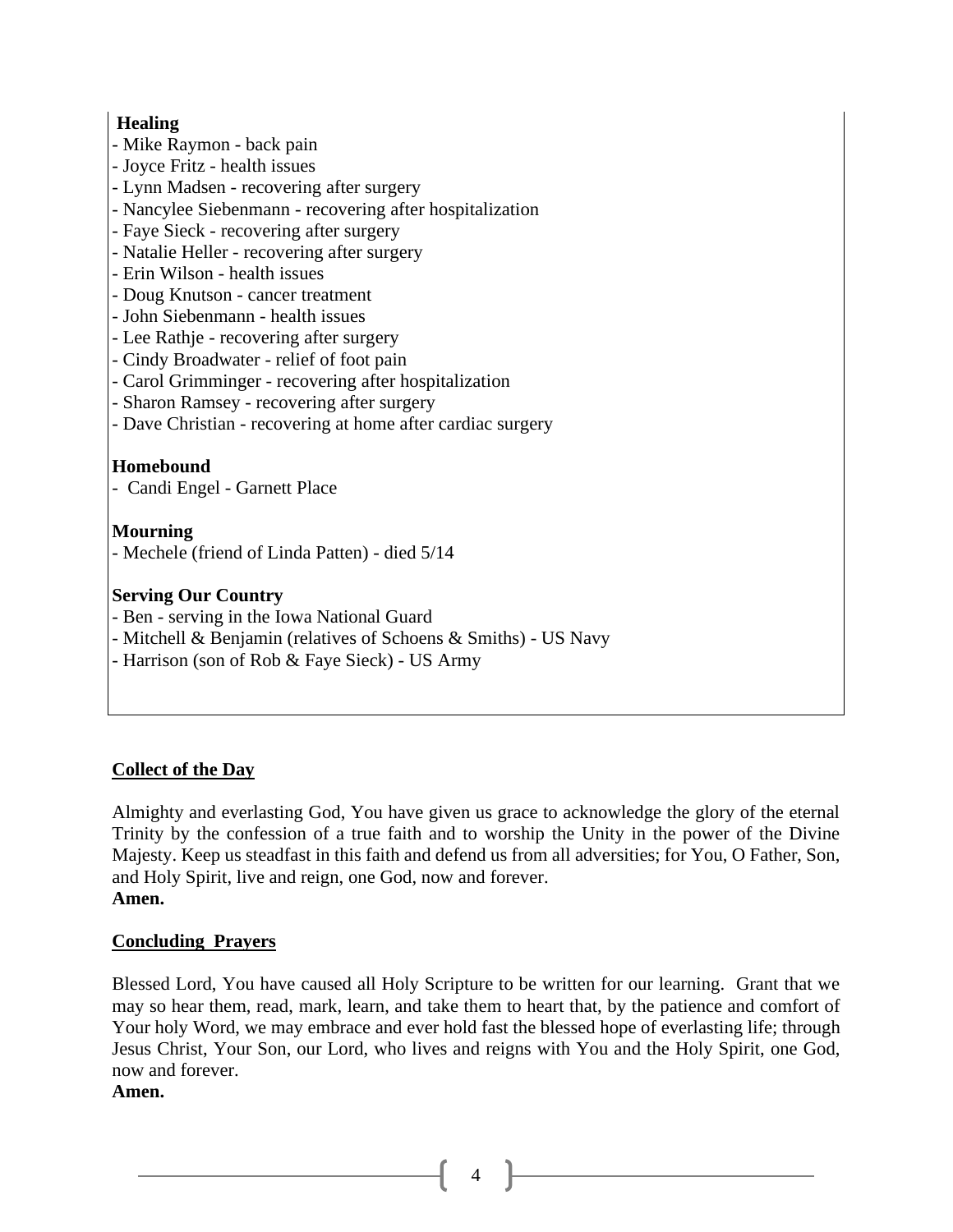**Healing**

- Mike Raymon - back pain
- Joyce Fritz - health issues
- Lynn Madsen - recovering after surgery
- Nancylee Siebenmann - recovering after hospitalization
- Faye Sieck - recovering after surgery
- Natalie Heller - recovering after surgery
- Erin Wilson - health issues
- Doug Knutson - cancer treatment
- John Siebenmann - health issues
- Lee Rathje - recovering after surgery
- Cindy Broadwater - relief of foot pain
- Carol Grimminger - recovering after hospitalization
- Sharon Ramsey - recovering after surgery
- Dave Christian - recovering at home after cardiac surgery

**Homebound**

- Candi Engel - Garnett Place

**Mourning**

- Mechele (friend of Linda Patten) - died 5/14

**Serving Our Country**

- Ben - serving in the Iowa National Guard
- Mitchell & Benjamin (relatives of Schoens & Smiths) - US Navy
- Harrison (son of Rob & Faye Sieck) - US Army

**Collect of the Day**

Almighty and everlasting God, You have given us grace to acknowledge the glory of the eternal Trinity by the confession of a true faith and to worship the Unity in the power of the Divine Majesty. Keep us steadfast in this faith and defend us from all adversities; for You, O Father, Son, and Holy Spirit, live and reign, one God, now and forever.
**Amen.**

**Concluding Prayers**

Blessed Lord, You have caused all Holy Scripture to be written for our learning. Grant that we may so hear them, read, mark, learn, and take them to heart that, by the patience and comfort of Your holy Word, we may embrace and ever hold fast the blessed hope of everlasting life; through Jesus Christ, Your Son, our Lord, who lives and reigns with You and the Holy Spirit, one God, now and forever.
**Amen.**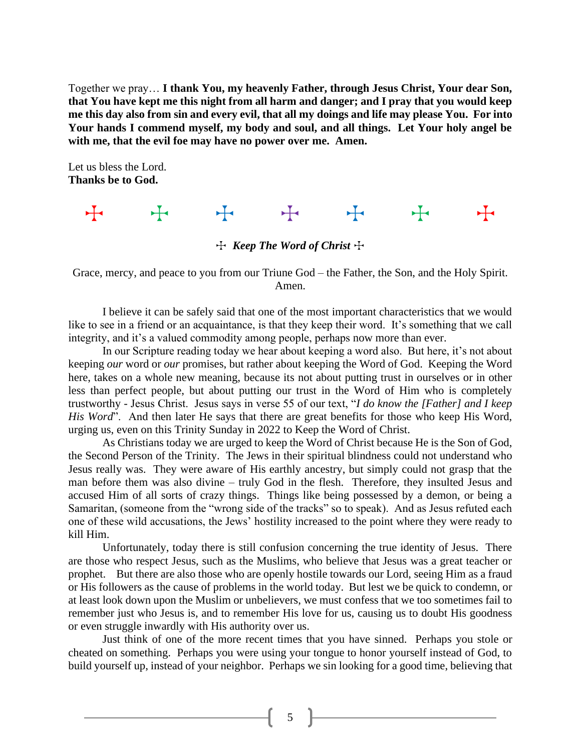Together we pray… **I thank You, my heavenly Father, through Jesus Christ, Your dear Son, that You have kept me this night from all harm and danger; and I pray that you would keep me this day also from sin and every evil, that all my doings and life may please You. For into Your hands I commend myself, my body and soul, and all things. Let Your holy angel be with me, that the evil foe may have no power over me. Amen.**

Let us bless the Lord.
**Thanks be to God.**

☩ ☩ ☩ ☩ ☩ ☩ ☩

## ☩ *Keep The Word of Christ* ☩

Grace, mercy, and peace to you from our Triune God – the Father, the Son, and the Holy Spirit. Amen.

I believe it can be safely said that one of the most important characteristics that we would like to see in a friend or an acquaintance, is that they keep their word. It's something that we call integrity, and it's a valued commodity among people, perhaps now more than ever.

In our Scripture reading today we hear about keeping a word also. But here, it's not about keeping *our* word or *our* promises, but rather about keeping the Word of God. Keeping the Word here, takes on a whole new meaning, because its not about putting trust in ourselves or in other less than perfect people, but about putting our trust in the Word of Him who is completely trustworthy - Jesus Christ. Jesus says in verse 55 of our text, "*I do know the [Father] and I keep His Word*". And then later He says that there are great benefits for those who keep His Word, urging us, even on this Trinity Sunday in 2022 to Keep the Word of Christ.

As Christians today we are urged to keep the Word of Christ because He is the Son of God, the Second Person of the Trinity. The Jews in their spiritual blindness could not understand who Jesus really was. They were aware of His earthly ancestry, but simply could not grasp that the man before them was also divine – truly God in the flesh. Therefore, they insulted Jesus and accused Him of all sorts of crazy things. Things like being possessed by a demon, or being a Samaritan, (someone from the "wrong side of the tracks" so to speak). And as Jesus refuted each one of these wild accusations, the Jews' hostility increased to the point where they were ready to kill Him.

Unfortunately, today there is still confusion concerning the true identity of Jesus. There are those who respect Jesus, such as the Muslims, who believe that Jesus was a great teacher or prophet. But there are also those who are openly hostile towards our Lord, seeing Him as a fraud or His followers as the cause of problems in the world today. But lest we be quick to condemn, or at least look down upon the Muslim or unbelievers, we must confess that we too sometimes fail to remember just who Jesus is, and to remember His love for us, causing us to doubt His goodness or even struggle inwardly with His authority over us.

Just think of one of the more recent times that you have sinned. Perhaps you stole or cheated on something. Perhaps you were using your tongue to honor yourself instead of God, to build yourself up, instead of your neighbor. Perhaps we sin looking for a good time, believing that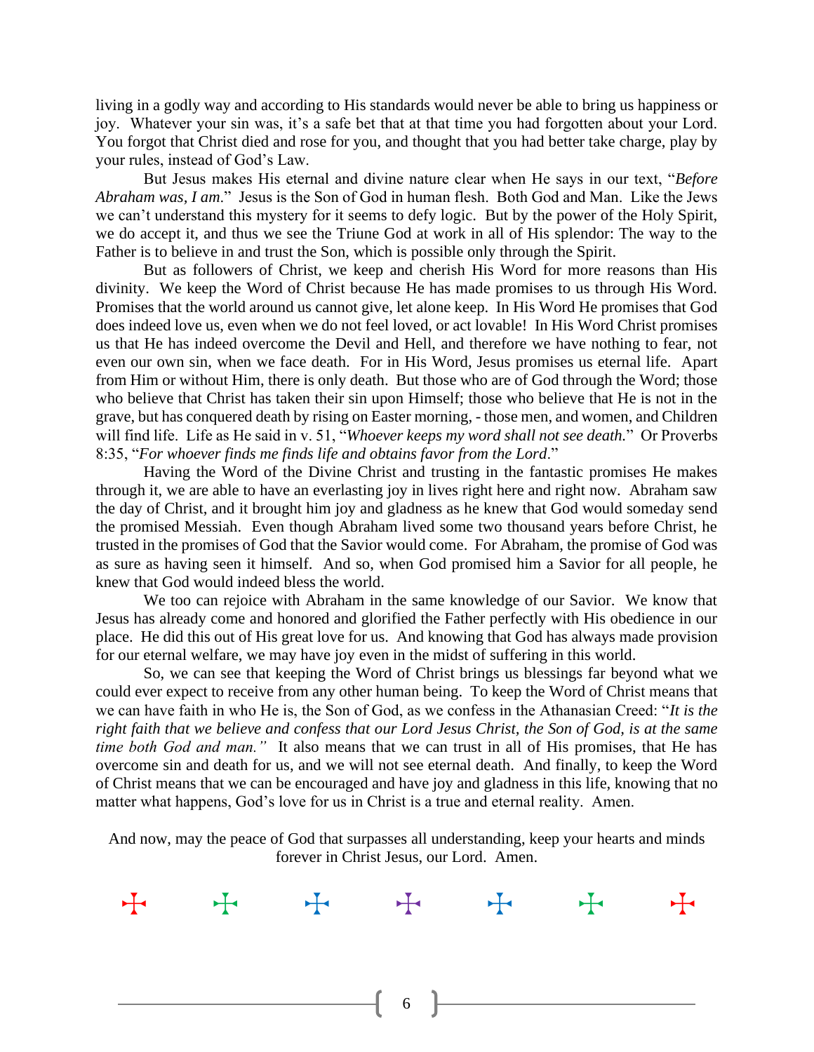living in a godly way and according to His standards would never be able to bring us happiness or joy. Whatever your sin was, it's a safe bet that at that time you had forgotten about your Lord. You forgot that Christ died and rose for you, and thought that you had better take charge, play by your rules, instead of God's Law.

But Jesus makes His eternal and divine nature clear when He says in our text, "*Before Abraham was, I am*." Jesus is the Son of God in human flesh. Both God and Man. Like the Jews we can't understand this mystery for it seems to defy logic. But by the power of the Holy Spirit, we do accept it, and thus we see the Triune God at work in all of His splendor: The way to the Father is to believe in and trust the Son, which is possible only through the Spirit.

But as followers of Christ, we keep and cherish His Word for more reasons than His divinity. We keep the Word of Christ because He has made promises to us through His Word. Promises that the world around us cannot give, let alone keep. In His Word He promises that God does indeed love us, even when we do not feel loved, or act lovable! In His Word Christ promises us that He has indeed overcome the Devil and Hell, and therefore we have nothing to fear, not even our own sin, when we face death. For in His Word, Jesus promises us eternal life. Apart from Him or without Him, there is only death. But those who are of God through the Word; those who believe that Christ has taken their sin upon Himself; those who believe that He is not in the grave, but has conquered death by rising on Easter morning, - those men, and women, and Children will find life. Life as He said in v. 51, "*Whoever keeps my word shall not see death.*" Or Proverbs 8:35, "*For whoever finds me finds life and obtains favor from the Lord*."

Having the Word of the Divine Christ and trusting in the fantastic promises He makes through it, we are able to have an everlasting joy in lives right here and right now. Abraham saw the day of Christ, and it brought him joy and gladness as he knew that God would someday send the promised Messiah. Even though Abraham lived some two thousand years before Christ, he trusted in the promises of God that the Savior would come. For Abraham, the promise of God was as sure as having seen it himself. And so, when God promised him a Savior for all people, he knew that God would indeed bless the world.

We too can rejoice with Abraham in the same knowledge of our Savior. We know that Jesus has already come and honored and glorified the Father perfectly with His obedience in our place. He did this out of His great love for us. And knowing that God has always made provision for our eternal welfare, we may have joy even in the midst of suffering in this world.

So, we can see that keeping the Word of Christ brings us blessings far beyond what we could ever expect to receive from any other human being. To keep the Word of Christ means that we can have faith in who He is, the Son of God, as we confess in the Athanasian Creed: "*It is the right faith that we believe and confess that our Lord Jesus Christ, the Son of God, is at the same time both God and man.*" It also means that we can trust in all of His promises, that He has overcome sin and death for us, and we will not see eternal death. And finally, to keep the Word of Christ means that we can be encouraged and have joy and gladness in this life, knowing that no matter what happens, God's love for us in Christ is a true and eternal reality. Amen.

And now, may the peace of God that surpasses all understanding, keep your hearts and minds forever in Christ Jesus, our Lord. Amen.